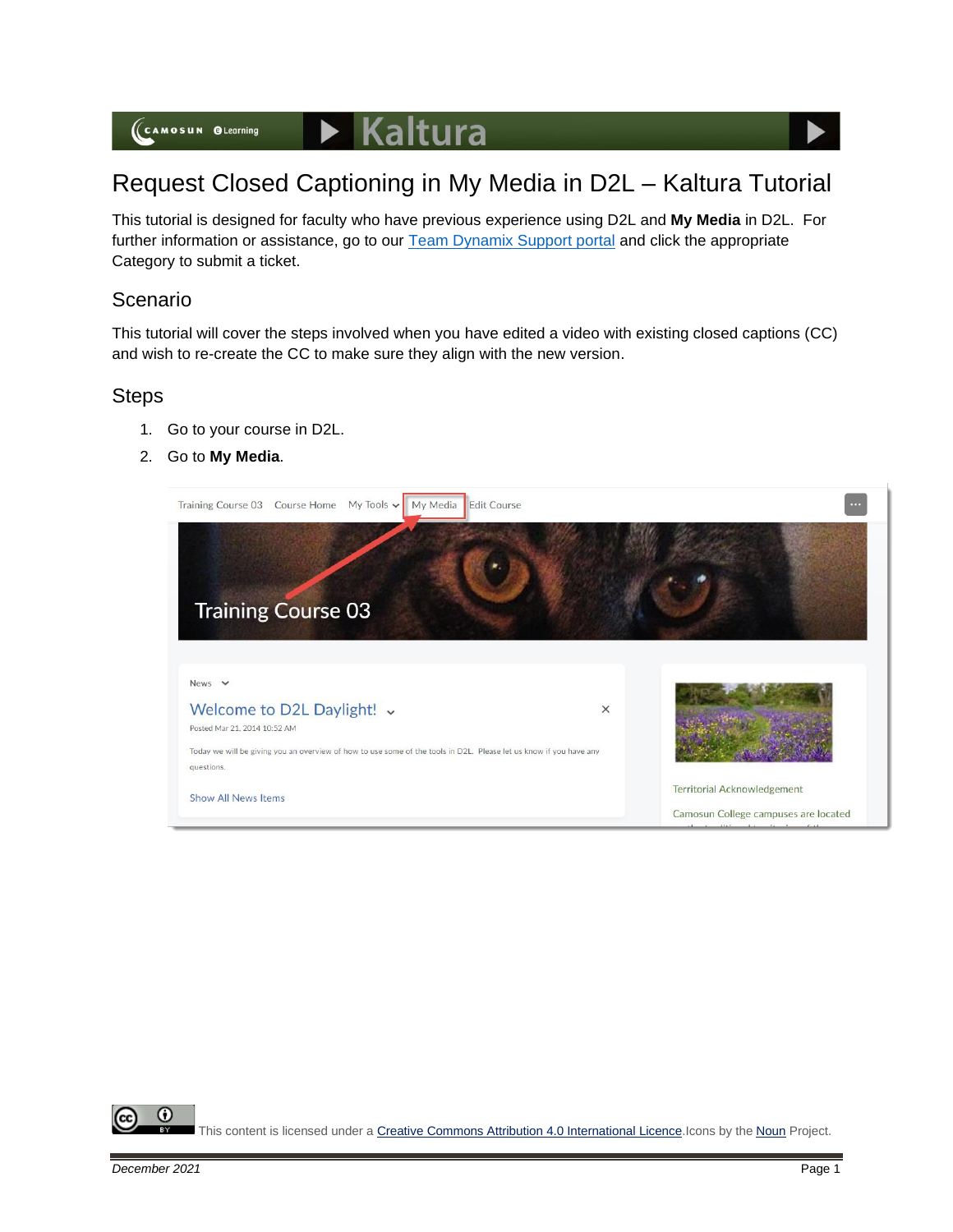# Request Closed Captioning in My Media in D2L – Kaltura Tutorial

This tutorial is designed for faculty who have previous experience using D2L and **My Media** in D2L. For further information or assistance, go to our [Team Dynamix Support portal]() and click the appropriate Category to submit a ticket.

## Scenario

This tutorial will cover the steps involved when you have edited a video with existing closed captions (CC) and wish to re-create the CC to make sure they align with the new version.

## Steps

1. Go to your course in D2L.
2. Go to **My Media**.

This content is licensed under a [Creative Commons Attribution 4.0 International Licence](). Icons by the [Noun]() Project.

*December 2021*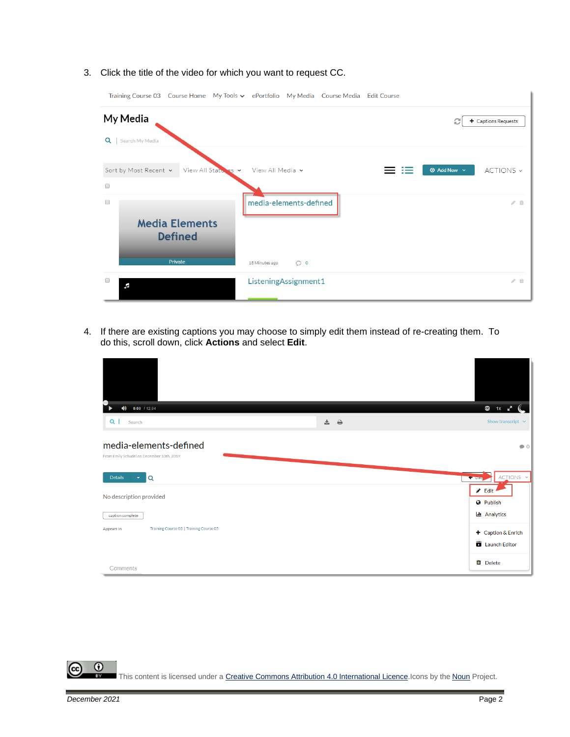3. Click the title of the video for which you want to request CC.

4. If there are existing captions you may choose to simply edit them instead of re-creating them. To do this, scroll down, click **Actions** and select **Edit**.

This content is licensed under a Creative Commons Attribution 4.0 International Licence. Icons by the Noun Project.

December 2021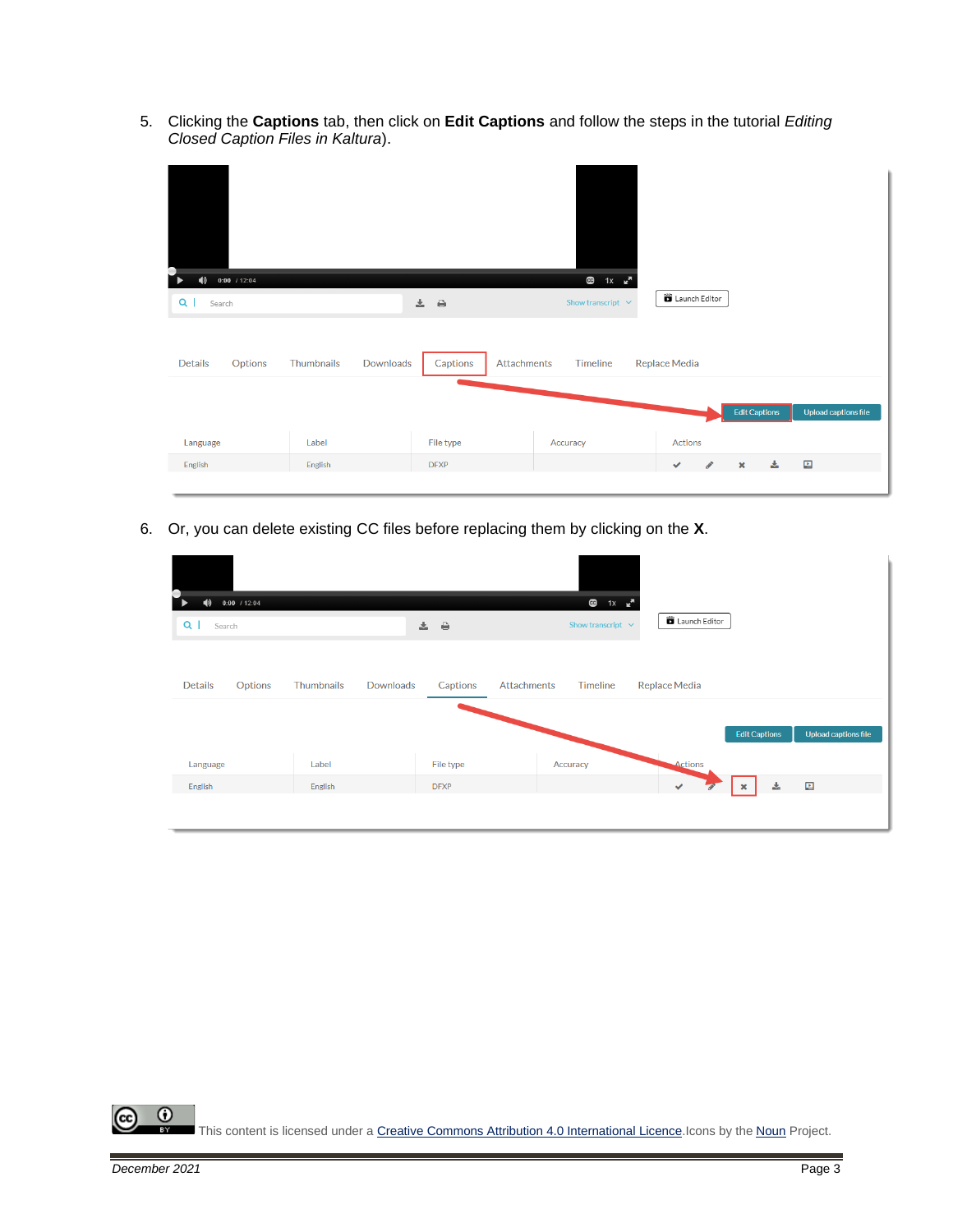5. Clicking the **Captions** tab, then click on **Edit Captions** and follow the steps in the tutorial *Editing Closed Caption Files in Kaltura*).

6. Or, you can delete existing CC files before replacing them by clicking on the **X**.

This content is licensed under a Creative Commons Attribution 4.0 International Licence.Icons by the Noun Project.

December 2021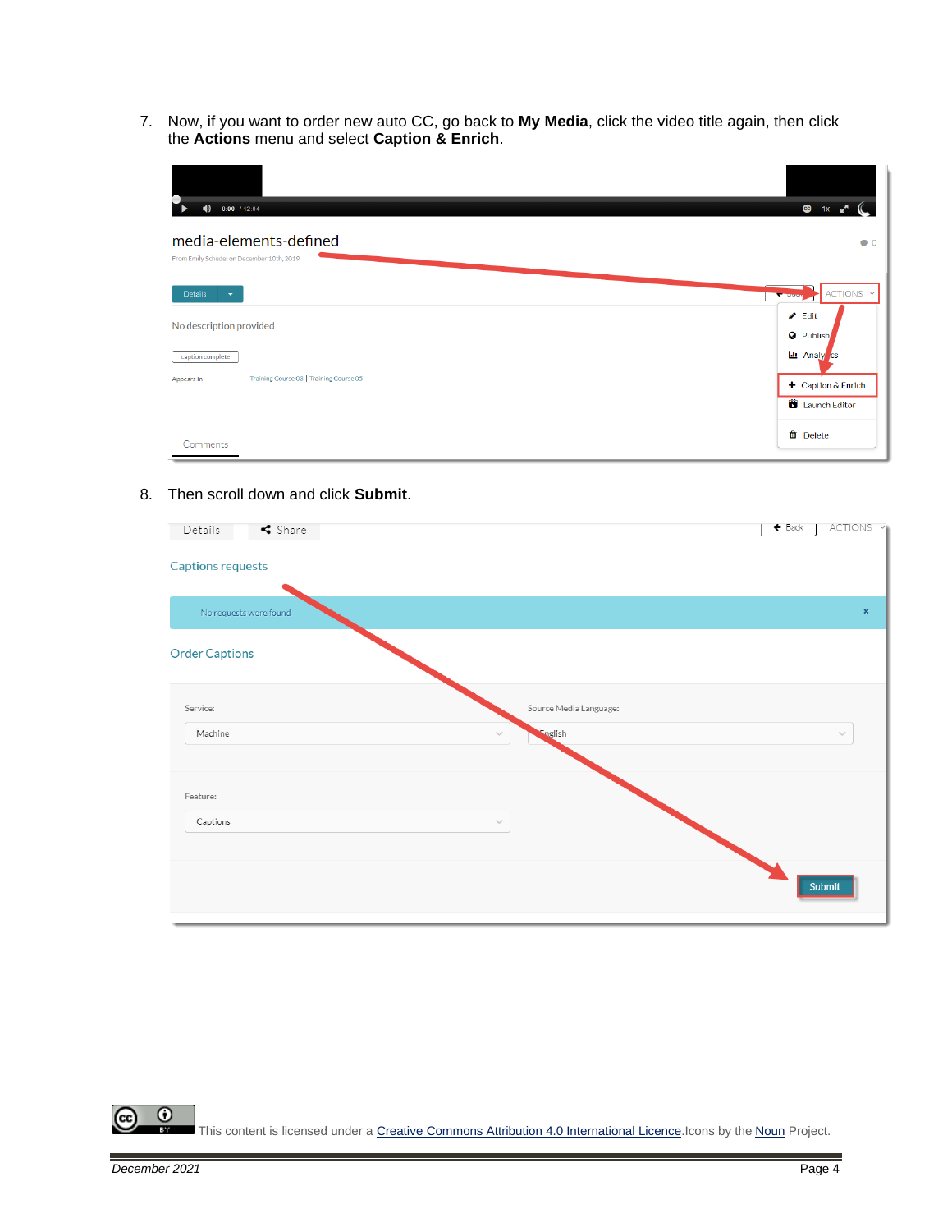7. Now, if you want to order new auto CC, go back to **My Media**, click the video title again, then click the **Actions** menu and select **Caption & Enrich**.

8. Then scroll down and click **Submit**.

This content is licensed under a [Creative Commons Attribution 4.0 International Licence](). Icons by the [Noun]() Project.

*December 2021*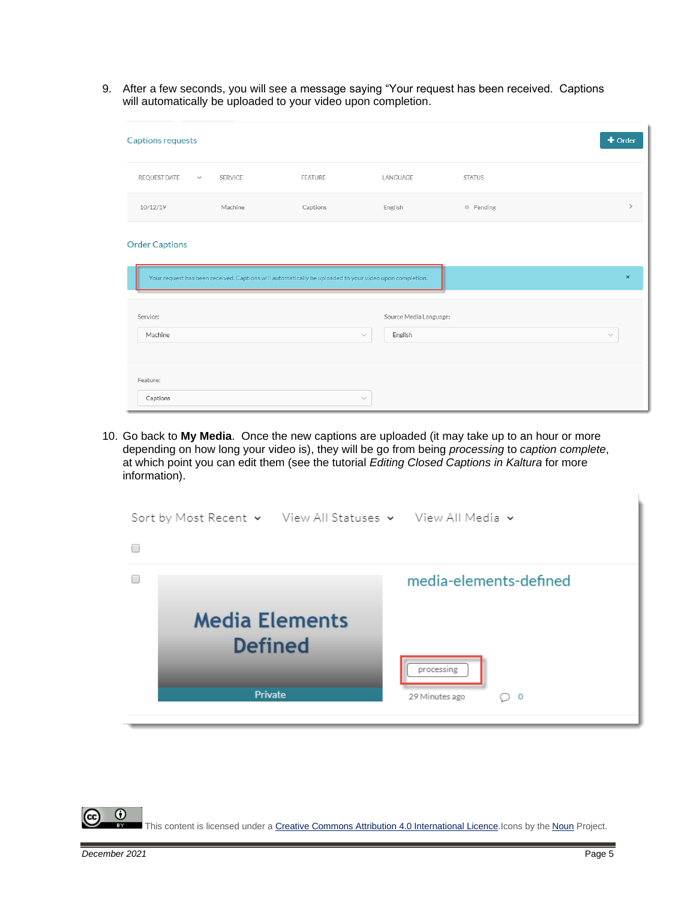9. After a few seconds, you will see a message saying "Your request has been received. Captions will automatically be uploaded to your video upon completion.

10. Go back to **My Media**. Once the new captions are uploaded (it may take up to an hour or more depending on how long your video is), they will be go from being *processing* to *caption complete*, at which point you can edit them (see the tutorial *Editing Closed Captions in Kaltura* for more information).

This content is licensed under a Creative Commons Attribution 4.0 International Licence. Icons by the Noun Project.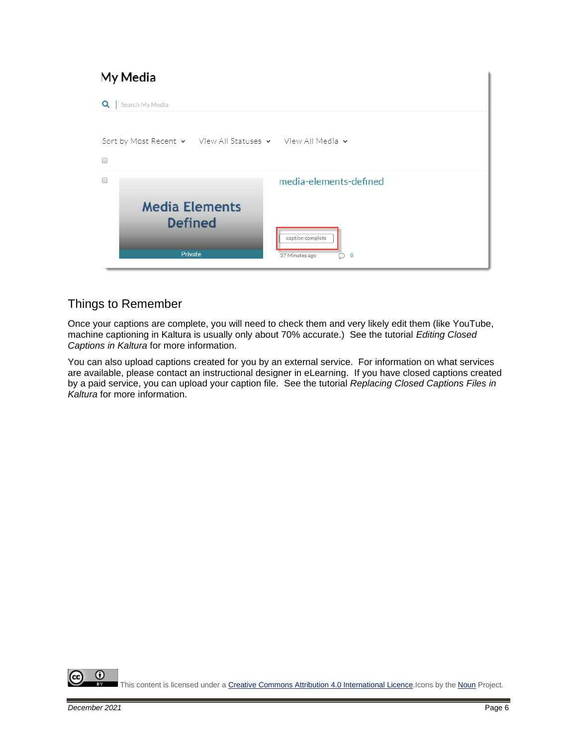## Things to Remember

Once your captions are complete, you will need to check them and very likely edit them (like YouTube, machine captioning in Kaltura is usually only about 70% accurate.) See the tutorial *Editing Closed Captions in Kaltura* for more information.

You can also upload captions created for you by an external service. For information on what services are available, please contact an instructional designer in eLearning. If you have closed captions created by a paid service, you can upload your caption file. See the tutorial *Replacing Closed Captions Files in Kaltura* for more information.

This content is licensed under a Creative Commons Attribution 4.0 International Licence. Icons by the Noun Project.

*December 2021*